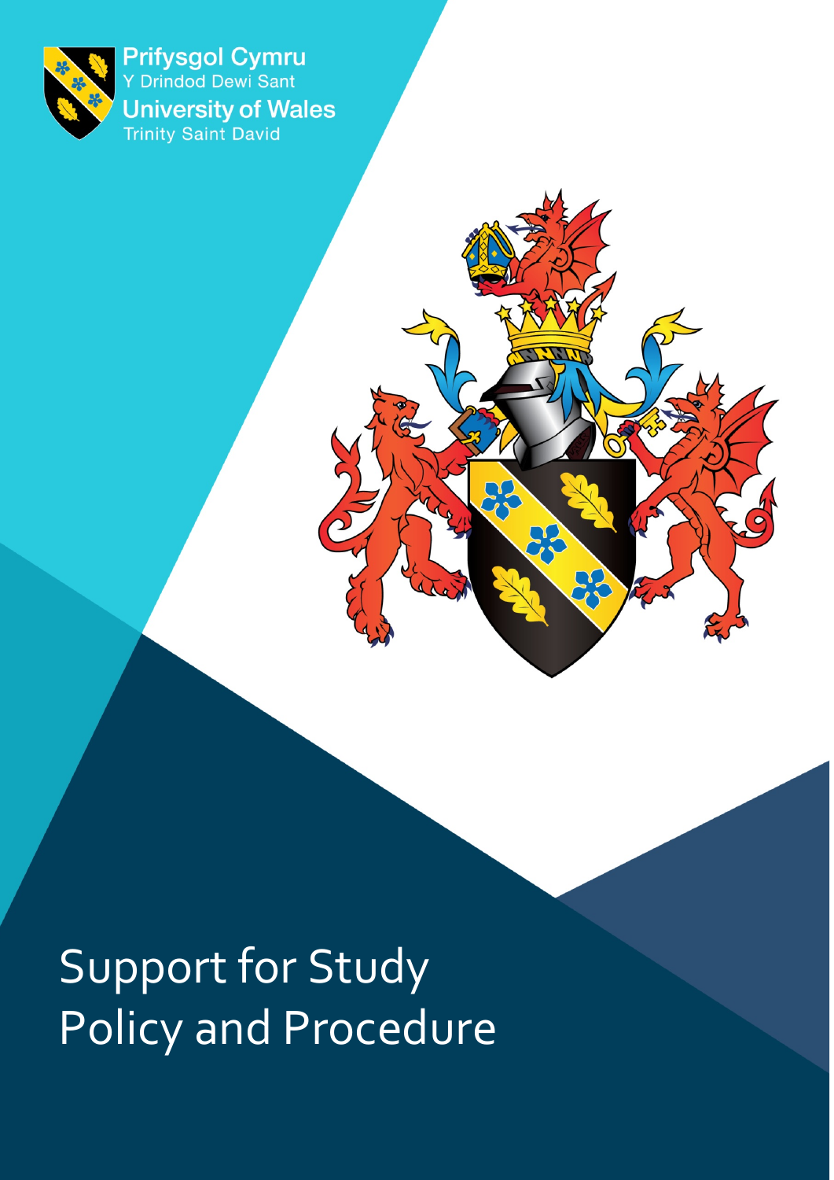Prifysgol Cymru
Y Drindod Dewi Sant
University of Wales
Trinity Saint David

# Support for Study Policy and Procedure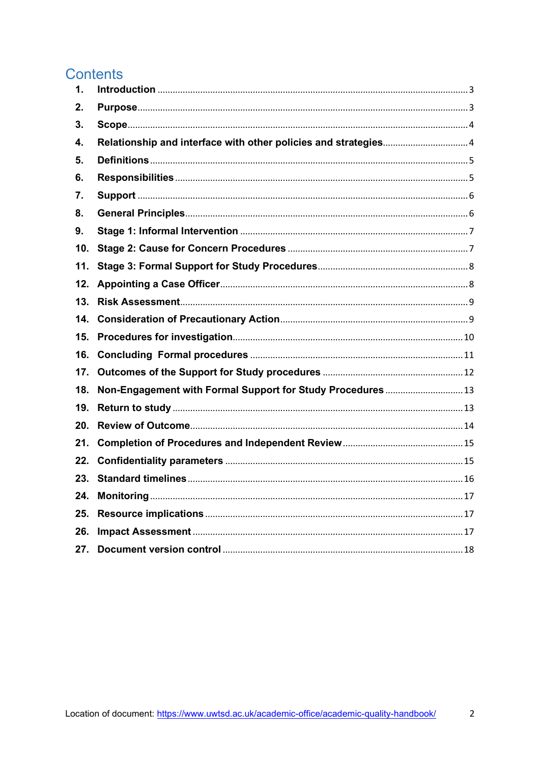# Contents

| | | |
|---|---|---|
| 1. | **Introduction** | 3 |
| 2. | **Purpose** | 3 |
| 3. | **Scope** | 4 |
| 4. | **Relationship and interface with other policies and strategies** | 4 |
| 5. | **Definitions** | 5 |
| 6. | **Responsibilities** | 5 |
| 7. | **Support** | 6 |
| 8. | **General Principles** | 6 |
| 9. | **Stage 1: Informal Intervention** | 7 |
| 10. | **Stage 2: Cause for Concern Procedures** | 7 |
| 11. | **Stage 3: Formal Support for Study Procedures** | 8 |
| 12. | **Appointing a Case Officer** | 8 |
| 13. | **Risk Assessment** | 9 |
| 14. | **Consideration of Precautionary Action** | 9 |
| 15. | **Procedures for investigation** | 10 |
| 16. | **Concluding Formal procedures** | 11 |
| 17. | **Outcomes of the Support for Study procedures** | 12 |
| 18. | **Non-Engagement with Formal Support for Study Procedures** | 13 |
| 19. | **Return to study** | 13 |
| 20. | **Review of Outcome** | 14 |
| 21. | **Completion of Procedures and Independent Review** | 15 |
| 22. | **Confidentiality parameters** | 15 |
| 23. | **Standard timelines** | 16 |
| 24. | **Monitoring** | 17 |
| 25. | **Resource implications** | 17 |
| 26. | **Impact Assessment** | 17 |
| 27. | **Document version control** | 18 |

Location of document: https://www.uwtsd.ac.uk/academic-office/academic-quality-handbook/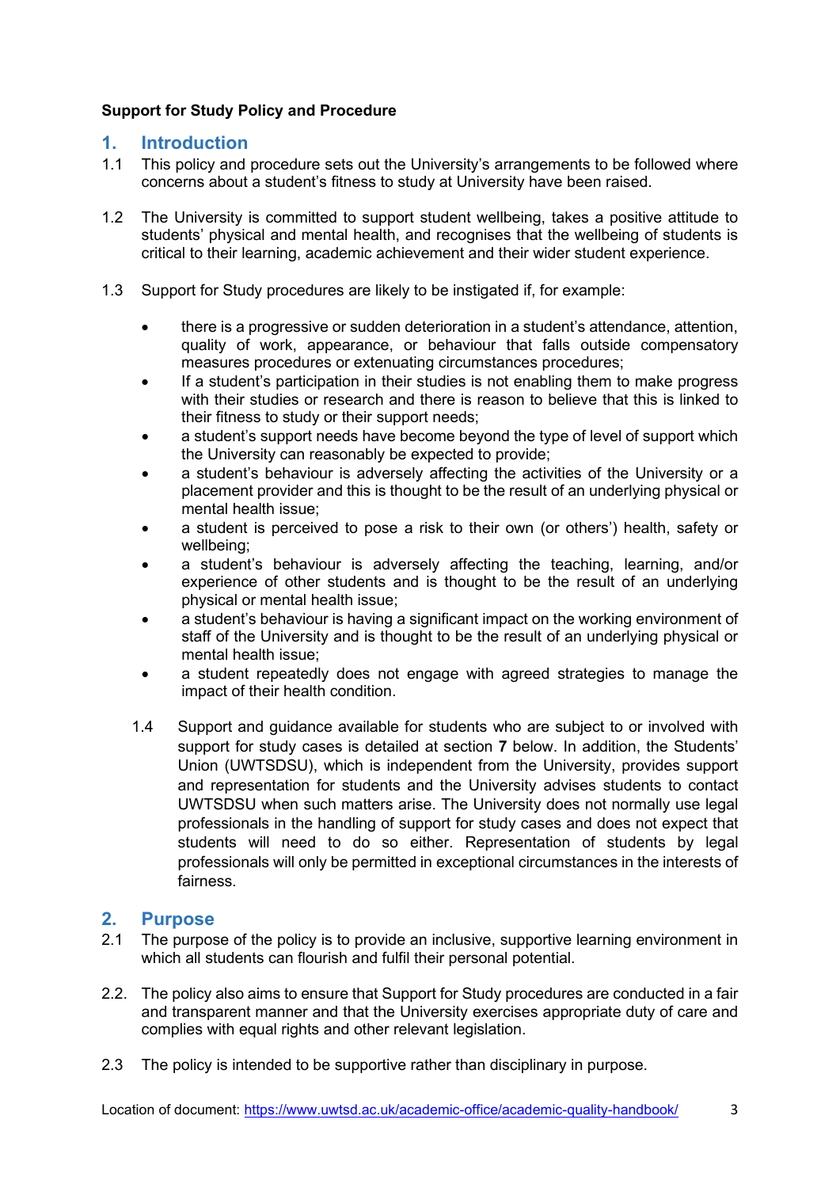**Support for Study Policy and Procedure**

## 1. Introduction

1.1 This policy and procedure sets out the University's arrangements to be followed where concerns about a student's fitness to study at University have been raised.

1.2 The University is committed to support student wellbeing, takes a positive attitude to students' physical and mental health, and recognises that the wellbeing of students is critical to their learning, academic achievement and their wider student experience.

1.3 Support for Study procedures are likely to be instigated if, for example:

- there is a progressive or sudden deterioration in a student's attendance, attention, quality of work, appearance, or behaviour that falls outside compensatory measures procedures or extenuating circumstances procedures;
- If a student's participation in their studies is not enabling them to make progress with their studies or research and there is reason to believe that this is linked to their fitness to study or their support needs;
- a student's support needs have become beyond the type of level of support which the University can reasonably be expected to provide;
- a student's behaviour is adversely affecting the activities of the University or a placement provider and this is thought to be the result of an underlying physical or mental health issue;
- a student is perceived to pose a risk to their own (or others') health, safety or wellbeing;
- a student's behaviour is adversely affecting the teaching, learning, and/or experience of other students and is thought to be the result of an underlying physical or mental health issue;
- a student's behaviour is having a significant impact on the working environment of staff of the University and is thought to be the result of an underlying physical or mental health issue;
- a student repeatedly does not engage with agreed strategies to manage the impact of their health condition.

1.4 Support and guidance available for students who are subject to or involved with support for study cases is detailed at section **7** below. In addition, the Students' Union (UWTSDSU), which is independent from the University, provides support and representation for students and the University advises students to contact UWTSDSU when such matters arise. The University does not normally use legal professionals in the handling of support for study cases and does not expect that students will need to do so either. Representation of students by legal professionals will only be permitted in exceptional circumstances in the interests of fairness.

## 2. Purpose

2.1 The purpose of the policy is to provide an inclusive, supportive learning environment in which all students can flourish and fulfil their personal potential.

2.2. The policy also aims to ensure that Support for Study procedures are conducted in a fair and transparent manner and that the University exercises appropriate duty of care and complies with equal rights and other relevant legislation.

2.3 The policy is intended to be supportive rather than disciplinary in purpose.

Location of document: https://www.uwtsd.ac.uk/academic-office/academic-quality-handbook/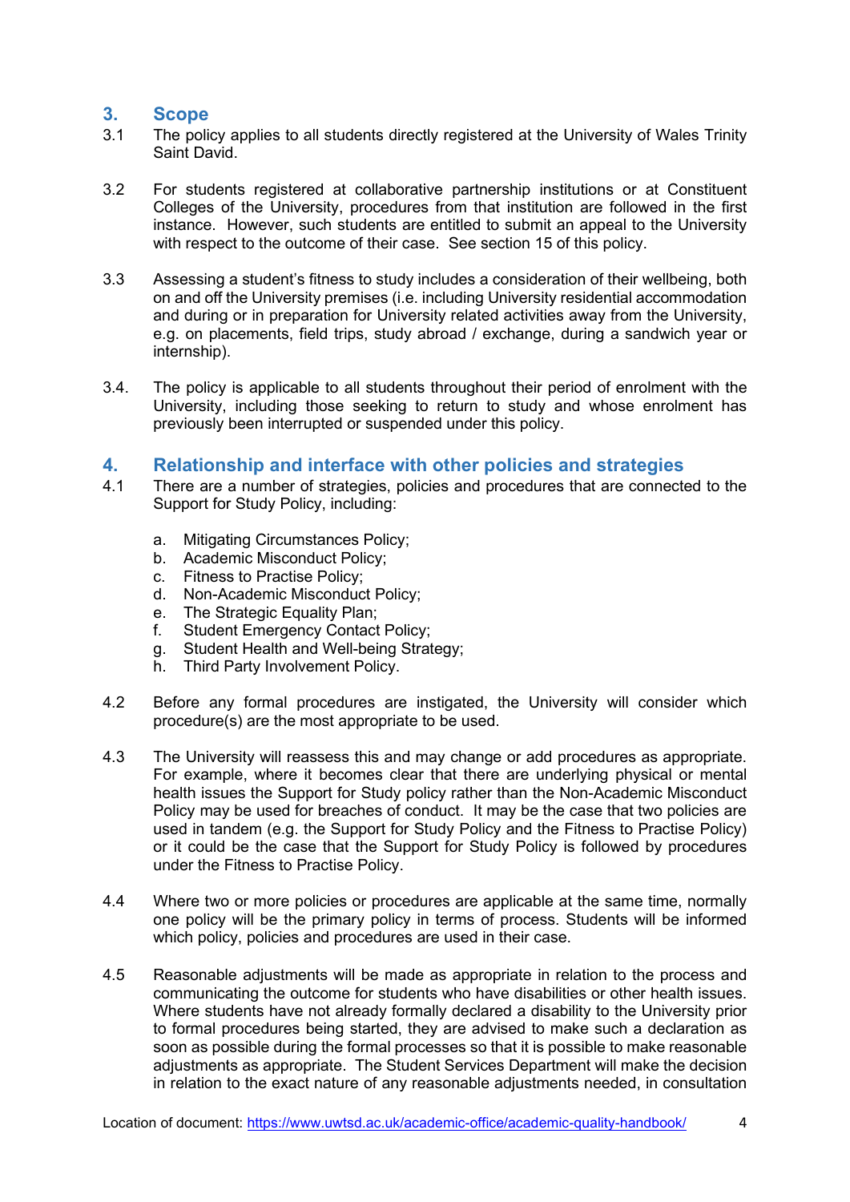## 3. Scope

3.1 The policy applies to all students directly registered at the University of Wales Trinity Saint David.

3.2 For students registered at collaborative partnership institutions or at Constituent Colleges of the University, procedures from that institution are followed in the first instance. However, such students are entitled to submit an appeal to the University with respect to the outcome of their case. See section 15 of this policy.

3.3 Assessing a student's fitness to study includes a consideration of their wellbeing, both on and off the University premises (i.e. including University residential accommodation and during or in preparation for University related activities away from the University, e.g. on placements, field trips, study abroad / exchange, during a sandwich year or internship).

3.4. The policy is applicable to all students throughout their period of enrolment with the University, including those seeking to return to study and whose enrolment has previously been interrupted or suspended under this policy.

## 4. Relationship and interface with other policies and strategies

4.1 There are a number of strategies, policies and procedures that are connected to the Support for Study Policy, including:

a. Mitigating Circumstances Policy;
b. Academic Misconduct Policy;
c. Fitness to Practise Policy;
d. Non-Academic Misconduct Policy;
e. The Strategic Equality Plan;
f. Student Emergency Contact Policy;
g. Student Health and Well-being Strategy;
h. Third Party Involvement Policy.

4.2 Before any formal procedures are instigated, the University will consider which procedure(s) are the most appropriate to be used.

4.3 The University will reassess this and may change or add procedures as appropriate. For example, where it becomes clear that there are underlying physical or mental health issues the Support for Study policy rather than the Non-Academic Misconduct Policy may be used for breaches of conduct. It may be the case that two policies are used in tandem (e.g. the Support for Study Policy and the Fitness to Practise Policy) or it could be the case that the Support for Study Policy is followed by procedures under the Fitness to Practise Policy.

4.4 Where two or more policies or procedures are applicable at the same time, normally one policy will be the primary policy in terms of process. Students will be informed which policy, policies and procedures are used in their case.

4.5 Reasonable adjustments will be made as appropriate in relation to the process and communicating the outcome for students who have disabilities or other health issues. Where students have not already formally declared a disability to the University prior to formal procedures being started, they are advised to make such a declaration as soon as possible during the formal processes so that it is possible to make reasonable adjustments as appropriate. The Student Services Department will make the decision in relation to the exact nature of any reasonable adjustments needed, in consultation

Location of document: https://www.uwtsd.ac.uk/academic-office/academic-quality-handbook/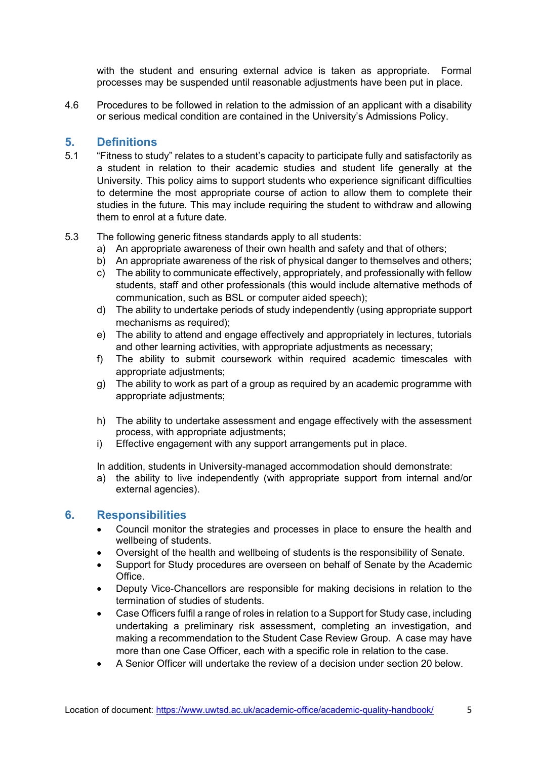with the student and ensuring external advice is taken as appropriate. Formal processes may be suspended until reasonable adjustments have been put in place.

4.6 Procedures to be followed in relation to the admission of an applicant with a disability or serious medical condition are contained in the University's Admissions Policy.

## 5. Definitions

5.1 "Fitness to study" relates to a student's capacity to participate fully and satisfactorily as a student in relation to their academic studies and student life generally at the University. This policy aims to support students who experience significant difficulties to determine the most appropriate course of action to allow them to complete their studies in the future. This may include requiring the student to withdraw and allowing them to enrol at a future date.

5.3 The following generic fitness standards apply to all students:

a) An appropriate awareness of their own health and safety and that of others;
b) An appropriate awareness of the risk of physical danger to themselves and others;
c) The ability to communicate effectively, appropriately, and professionally with fellow students, staff and other professionals (this would include alternative methods of communication, such as BSL or computer aided speech);
d) The ability to undertake periods of study independently (using appropriate support mechanisms as required);
e) The ability to attend and engage effectively and appropriately in lectures, tutorials and other learning activities, with appropriate adjustments as necessary;
f) The ability to submit coursework within required academic timescales with appropriate adjustments;
g) The ability to work as part of a group as required by an academic programme with appropriate adjustments;
h) The ability to undertake assessment and engage effectively with the assessment process, with appropriate adjustments;
i) Effective engagement with any support arrangements put in place.

In addition, students in University-managed accommodation should demonstrate:

a) the ability to live independently (with appropriate support from internal and/or external agencies).

## 6. Responsibilities

- Council monitor the strategies and processes in place to ensure the health and wellbeing of students.
- Oversight of the health and wellbeing of students is the responsibility of Senate.
- Support for Study procedures are overseen on behalf of Senate by the Academic Office.
- Deputy Vice-Chancellors are responsible for making decisions in relation to the termination of studies of students.
- Case Officers fulfil a range of roles in relation to a Support for Study case, including undertaking a preliminary risk assessment, completing an investigation, and making a recommendation to the Student Case Review Group. A case may have more than one Case Officer, each with a specific role in relation to the case.
- A Senior Officer will undertake the review of a decision under section 20 below.

Location of document: https://www.uwtsd.ac.uk/academic-office/academic-quality-handbook/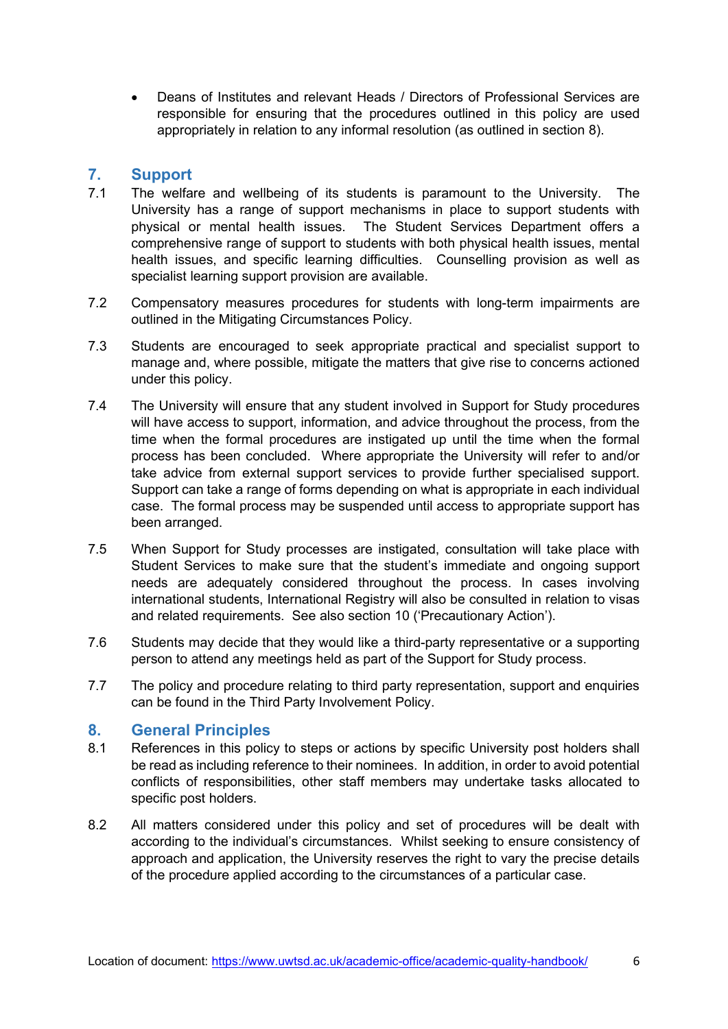- Deans of Institutes and relevant Heads / Directors of Professional Services are responsible for ensuring that the procedures outlined in this policy are used appropriately in relation to any informal resolution (as outlined in section 8).

## 7. Support

7.1 The welfare and wellbeing of its students is paramount to the University. The University has a range of support mechanisms in place to support students with physical or mental health issues. The Student Services Department offers a comprehensive range of support to students with both physical health issues, mental health issues, and specific learning difficulties. Counselling provision as well as specialist learning support provision are available.

7.2 Compensatory measures procedures for students with long-term impairments are outlined in the Mitigating Circumstances Policy.

7.3 Students are encouraged to seek appropriate practical and specialist support to manage and, where possible, mitigate the matters that give rise to concerns actioned under this policy.

7.4 The University will ensure that any student involved in Support for Study procedures will have access to support, information, and advice throughout the process, from the time when the formal procedures are instigated up until the time when the formal process has been concluded. Where appropriate the University will refer to and/or take advice from external support services to provide further specialised support. Support can take a range of forms depending on what is appropriate in each individual case. The formal process may be suspended until access to appropriate support has been arranged.

7.5 When Support for Study processes are instigated, consultation will take place with Student Services to make sure that the student's immediate and ongoing support needs are adequately considered throughout the process. In cases involving international students, International Registry will also be consulted in relation to visas and related requirements. See also section 10 ('Precautionary Action').

7.6 Students may decide that they would like a third-party representative or a supporting person to attend any meetings held as part of the Support for Study process.

7.7 The policy and procedure relating to third party representation, support and enquiries can be found in the Third Party Involvement Policy.

## 8. General Principles

8.1 References in this policy to steps or actions by specific University post holders shall be read as including reference to their nominees. In addition, in order to avoid potential conflicts of responsibilities, other staff members may undertake tasks allocated to specific post holders.

8.2 All matters considered under this policy and set of procedures will be dealt with according to the individual's circumstances. Whilst seeking to ensure consistency of approach and application, the University reserves the right to vary the precise details of the procedure applied according to the circumstances of a particular case.

Location of document: https://www.uwtsd.ac.uk/academic-office/academic-quality-handbook/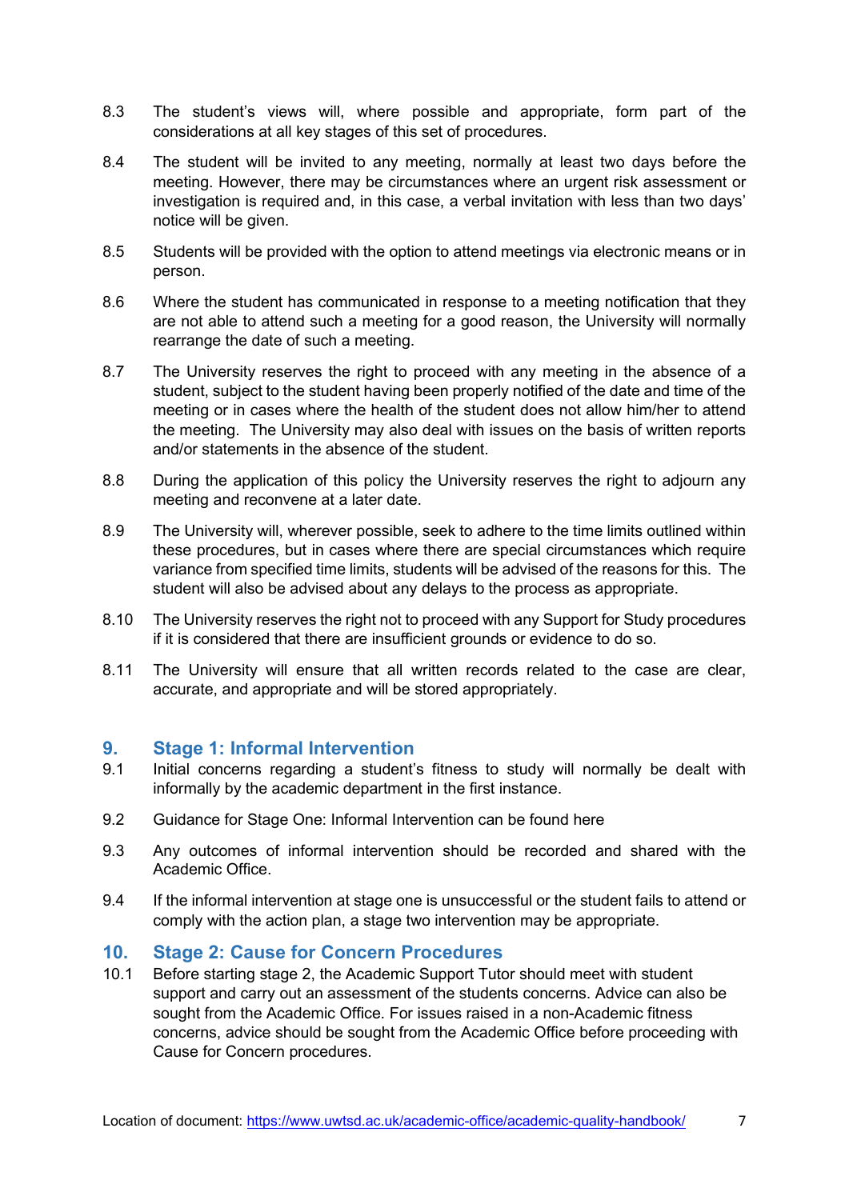8.3 The student's views will, where possible and appropriate, form part of the considerations at all key stages of this set of procedures.

8.4 The student will be invited to any meeting, normally at least two days before the meeting. However, there may be circumstances where an urgent risk assessment or investigation is required and, in this case, a verbal invitation with less than two days' notice will be given.

8.5 Students will be provided with the option to attend meetings via electronic means or in person.

8.6 Where the student has communicated in response to a meeting notification that they are not able to attend such a meeting for a good reason, the University will normally rearrange the date of such a meeting.

8.7 The University reserves the right to proceed with any meeting in the absence of a student, subject to the student having been properly notified of the date and time of the meeting or in cases where the health of the student does not allow him/her to attend the meeting. The University may also deal with issues on the basis of written reports and/or statements in the absence of the student.

8.8 During the application of this policy the University reserves the right to adjourn any meeting and reconvene at a later date.

8.9 The University will, wherever possible, seek to adhere to the time limits outlined within these procedures, but in cases where there are special circumstances which require variance from specified time limits, students will be advised of the reasons for this. The student will also be advised about any delays to the process as appropriate.

8.10 The University reserves the right not to proceed with any Support for Study procedures if it is considered that there are insufficient grounds or evidence to do so.

8.11 The University will ensure that all written records related to the case are clear, accurate, and appropriate and will be stored appropriately.

## 9. Stage 1: Informal Intervention

9.1 Initial concerns regarding a student's fitness to study will normally be dealt with informally by the academic department in the first instance.

9.2 Guidance for Stage One: Informal Intervention can be found here

9.3 Any outcomes of informal intervention should be recorded and shared with the Academic Office.

9.4 If the informal intervention at stage one is unsuccessful or the student fails to attend or comply with the action plan, a stage two intervention may be appropriate.

## 10. Stage 2: Cause for Concern Procedures

10.1 Before starting stage 2, the Academic Support Tutor should meet with student support and carry out an assessment of the students concerns. Advice can also be sought from the Academic Office. For issues raised in a non-Academic fitness concerns, advice should be sought from the Academic Office before proceeding with Cause for Concern procedures.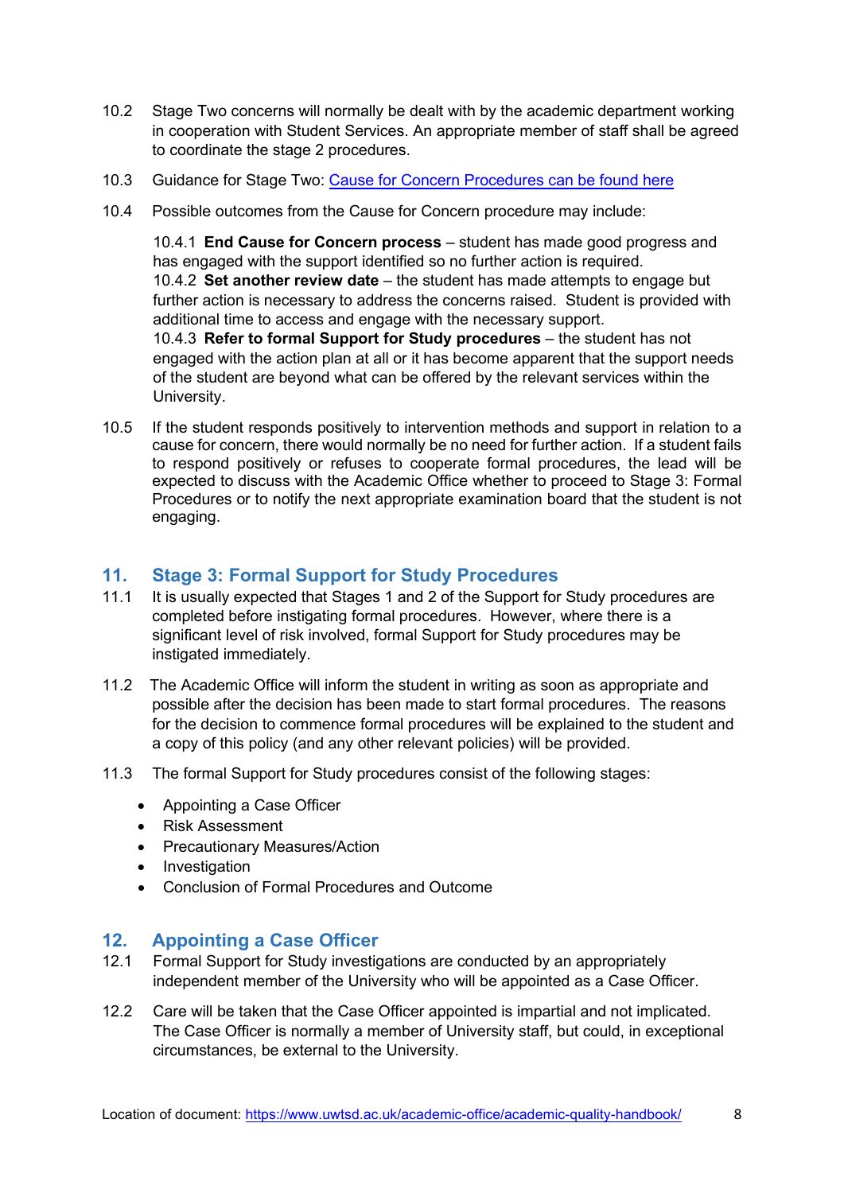10.2 Stage Two concerns will normally be dealt with by the academic department working in cooperation with Student Services. An appropriate member of staff shall be agreed to coordinate the stage 2 procedures.

10.3 Guidance for Stage Two: [Cause for Concern Procedures can be found here]

10.4 Possible outcomes from the Cause for Concern procedure may include:

10.4.1 **End Cause for Concern process** – student has made good progress and has engaged with the support identified so no further action is required.
10.4.2 **Set another review date** – the student has made attempts to engage but further action is necessary to address the concerns raised. Student is provided with additional time to access and engage with the necessary support.
10.4.3 **Refer to formal Support for Study procedures** – the student has not engaged with the action plan at all or it has become apparent that the support needs of the student are beyond what can be offered by the relevant services within the University.

10.5 If the student responds positively to intervention methods and support in relation to a cause for concern, there would normally be no need for further action. If a student fails to respond positively or refuses to cooperate formal procedures, the lead will be expected to discuss with the Academic Office whether to proceed to Stage 3: Formal Procedures or to notify the next appropriate examination board that the student is not engaging.

## 11. Stage 3: Formal Support for Study Procedures

11.1 It is usually expected that Stages 1 and 2 of the Support for Study procedures are completed before instigating formal procedures. However, where there is a significant level of risk involved, formal Support for Study procedures may be instigated immediately.

11.2 The Academic Office will inform the student in writing as soon as appropriate and possible after the decision has been made to start formal procedures. The reasons for the decision to commence formal procedures will be explained to the student and a copy of this policy (and any other relevant policies) will be provided.

11.3 The formal Support for Study procedures consist of the following stages:

- Appointing a Case Officer
- Risk Assessment
- Precautionary Measures/Action
- Investigation
- Conclusion of Formal Procedures and Outcome

## 12. Appointing a Case Officer

12.1 Formal Support for Study investigations are conducted by an appropriately independent member of the University who will be appointed as a Case Officer.

12.2 Care will be taken that the Case Officer appointed is impartial and not implicated. The Case Officer is normally a member of University staff, but could, in exceptional circumstances, be external to the University.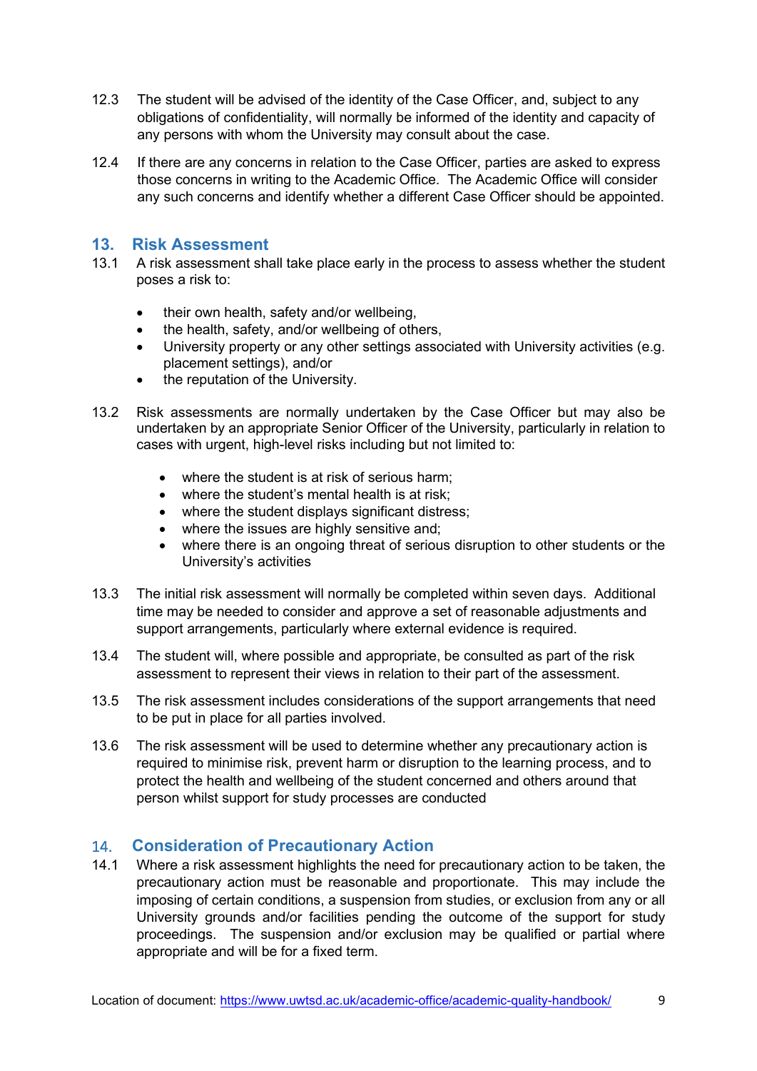12.3 The student will be advised of the identity of the Case Officer, and, subject to any obligations of confidentiality, will normally be informed of the identity and capacity of any persons with whom the University may consult about the case.

12.4 If there are any concerns in relation to the Case Officer, parties are asked to express those concerns in writing to the Academic Office. The Academic Office will consider any such concerns and identify whether a different Case Officer should be appointed.

## 13. Risk Assessment

13.1 A risk assessment shall take place early in the process to assess whether the student poses a risk to:

- their own health, safety and/or wellbeing,
- the health, safety, and/or wellbeing of others,
- University property or any other settings associated with University activities (e.g. placement settings), and/or
- the reputation of the University.

13.2 Risk assessments are normally undertaken by the Case Officer but may also be undertaken by an appropriate Senior Officer of the University, particularly in relation to cases with urgent, high-level risks including but not limited to:

- where the student is at risk of serious harm;
- where the student's mental health is at risk;
- where the student displays significant distress;
- where the issues are highly sensitive and;
- where there is an ongoing threat of serious disruption to other students or the University's activities

13.3 The initial risk assessment will normally be completed within seven days. Additional time may be needed to consider and approve a set of reasonable adjustments and support arrangements, particularly where external evidence is required.

13.4 The student will, where possible and appropriate, be consulted as part of the risk assessment to represent their views in relation to their part of the assessment.

13.5 The risk assessment includes considerations of the support arrangements that need to be put in place for all parties involved.

13.6 The risk assessment will be used to determine whether any precautionary action is required to minimise risk, prevent harm or disruption to the learning process, and to protect the health and wellbeing of the student concerned and others around that person whilst support for study processes are conducted

## 14. Consideration of Precautionary Action

14.1 Where a risk assessment highlights the need for precautionary action to be taken, the precautionary action must be reasonable and proportionate. This may include the imposing of certain conditions, a suspension from studies, or exclusion from any or all University grounds and/or facilities pending the outcome of the support for study proceedings. The suspension and/or exclusion may be qualified or partial where appropriate and will be for a fixed term.

Location of document: https://www.uwtsd.ac.uk/academic-office/academic-quality-handbook/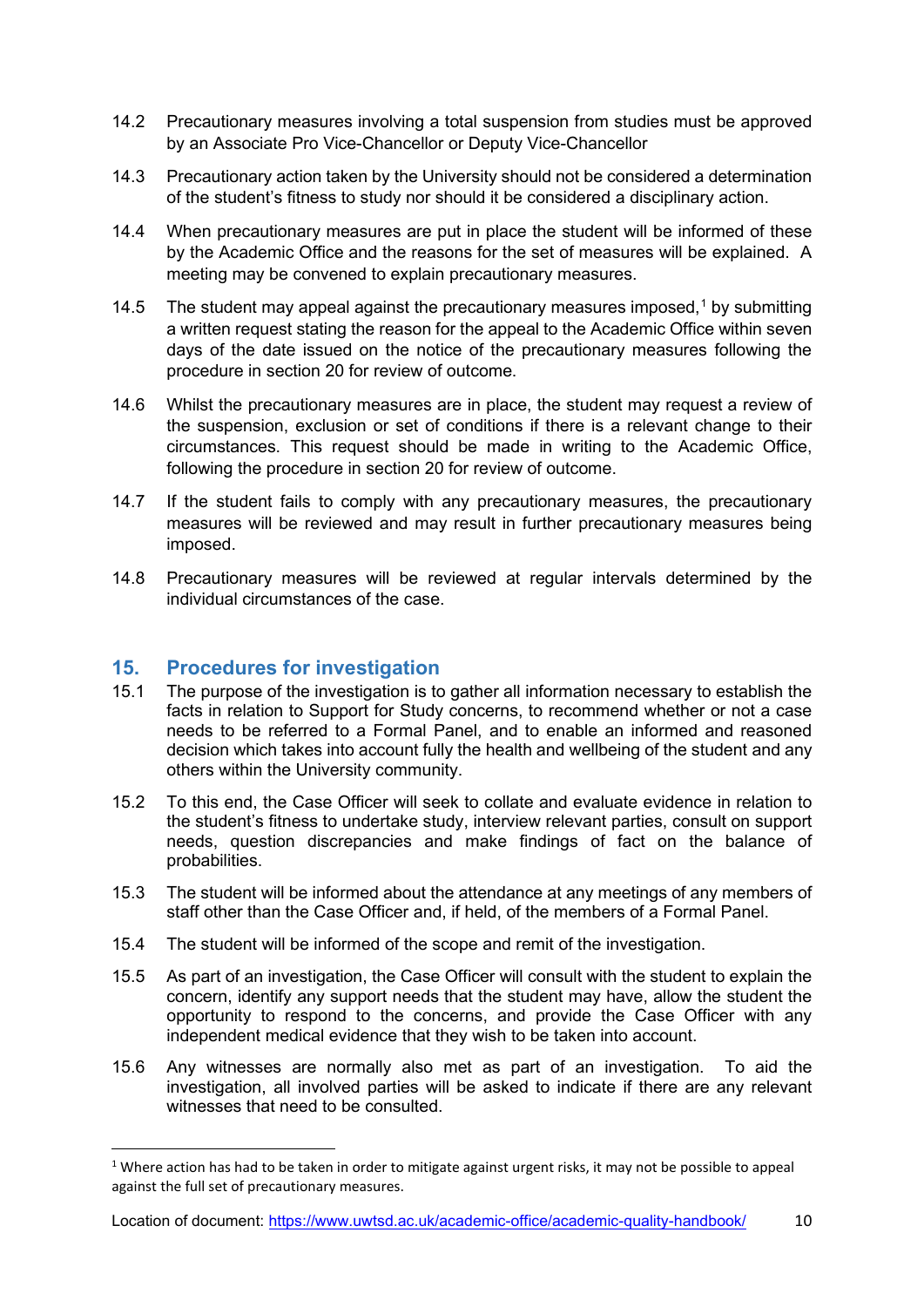14.2 Precautionary measures involving a total suspension from studies must be approved by an Associate Pro Vice-Chancellor or Deputy Vice-Chancellor

14.3 Precautionary action taken by the University should not be considered a determination of the student's fitness to study nor should it be considered a disciplinary action.

14.4 When precautionary measures are put in place the student will be informed of these by the Academic Office and the reasons for the set of measures will be explained. A meeting may be convened to explain precautionary measures.

14.5 The student may appeal against the precautionary measures imposed,[1] by submitting a written request stating the reason for the appeal to the Academic Office within seven days of the date issued on the notice of the precautionary measures following the procedure in section 20 for review of outcome.

14.6 Whilst the precautionary measures are in place, the student may request a review of the suspension, exclusion or set of conditions if there is a relevant change to their circumstances. This request should be made in writing to the Academic Office, following the procedure in section 20 for review of outcome.

14.7 If the student fails to comply with any precautionary measures, the precautionary measures will be reviewed and may result in further precautionary measures being imposed.

14.8 Precautionary measures will be reviewed at regular intervals determined by the individual circumstances of the case.

## 15. Procedures for investigation

15.1 The purpose of the investigation is to gather all information necessary to establish the facts in relation to Support for Study concerns, to recommend whether or not a case needs to be referred to a Formal Panel, and to enable an informed and reasoned decision which takes into account fully the health and wellbeing of the student and any others within the University community.

15.2 To this end, the Case Officer will seek to collate and evaluate evidence in relation to the student's fitness to undertake study, interview relevant parties, consult on support needs, question discrepancies and make findings of fact on the balance of probabilities.

15.3 The student will be informed about the attendance at any meetings of any members of staff other than the Case Officer and, if held, of the members of a Formal Panel.

15.4 The student will be informed of the scope and remit of the investigation.

15.5 As part of an investigation, the Case Officer will consult with the student to explain the concern, identify any support needs that the student may have, allow the student the opportunity to respond to the concerns, and provide the Case Officer with any independent medical evidence that they wish to be taken into account.

15.6 Any witnesses are normally also met as part of an investigation. To aid the investigation, all involved parties will be asked to indicate if there are any relevant witnesses that need to be consulted.

[1] Where action has had to be taken in order to mitigate against urgent risks, it may not be possible to appeal against the full set of precautionary measures.

Location of document: https://www.uwtsd.ac.uk/academic-office/academic-quality-handbook/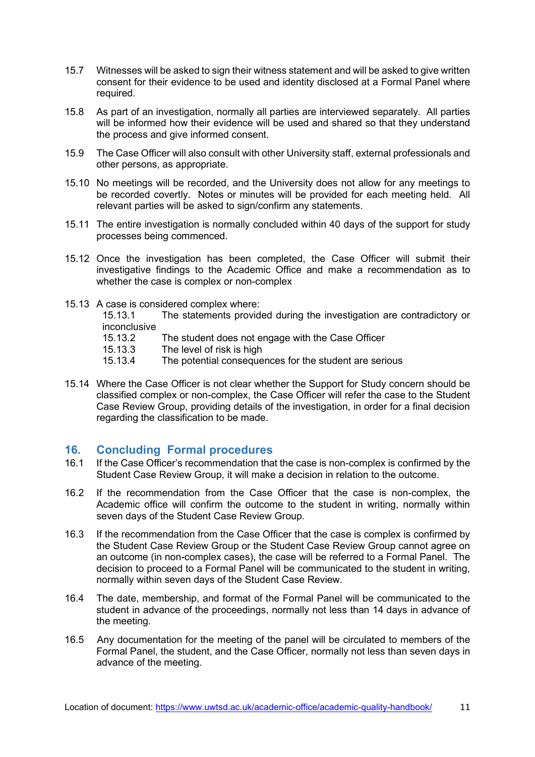15.7 Witnesses will be asked to sign their witness statement and will be asked to give written consent for their evidence to be used and identity disclosed at a Formal Panel where required.

15.8 As part of an investigation, normally all parties are interviewed separately. All parties will be informed how their evidence will be used and shared so that they understand the process and give informed consent.

15.9 The Case Officer will also consult with other University staff, external professionals and other persons, as appropriate.

15.10 No meetings will be recorded, and the University does not allow for any meetings to be recorded covertly. Notes or minutes will be provided for each meeting held. All relevant parties will be asked to sign/confirm any statements.

15.11 The entire investigation is normally concluded within 40 days of the support for study processes being commenced.

15.12 Once the investigation has been completed, the Case Officer will submit their investigative findings to the Academic Office and make a recommendation as to whether the case is complex or non-complex

15.13 A case is considered complex where:

- 15.13.1 The statements provided during the investigation are contradictory or inconclusive
- 15.13.2 The student does not engage with the Case Officer
- 15.13.3 The level of risk is high
- 15.13.4 The potential consequences for the student are serious

15.14 Where the Case Officer is not clear whether the Support for Study concern should be classified complex or non-complex, the Case Officer will refer the case to the Student Case Review Group, providing details of the investigation, in order for a final decision regarding the classification to be made.

## 16. Concluding Formal procedures

16.1 If the Case Officer's recommendation that the case is non-complex is confirmed by the Student Case Review Group, it will make a decision in relation to the outcome.

16.2 If the recommendation from the Case Officer that the case is non-complex, the Academic office will confirm the outcome to the student in writing, normally within seven days of the Student Case Review Group.

16.3 If the recommendation from the Case Officer that the case is complex is confirmed by the Student Case Review Group or the Student Case Review Group cannot agree on an outcome (in non-complex cases), the case will be referred to a Formal Panel. The decision to proceed to a Formal Panel will be communicated to the student in writing, normally within seven days of the Student Case Review.

16.4 The date, membership, and format of the Formal Panel will be communicated to the student in advance of the proceedings, normally not less than 14 days in advance of the meeting.

16.5 Any documentation for the meeting of the panel will be circulated to members of the Formal Panel, the student, and the Case Officer, normally not less than seven days in advance of the meeting.

Location of document: https://www.uwtsd.ac.uk/academic-office/academic-quality-handbook/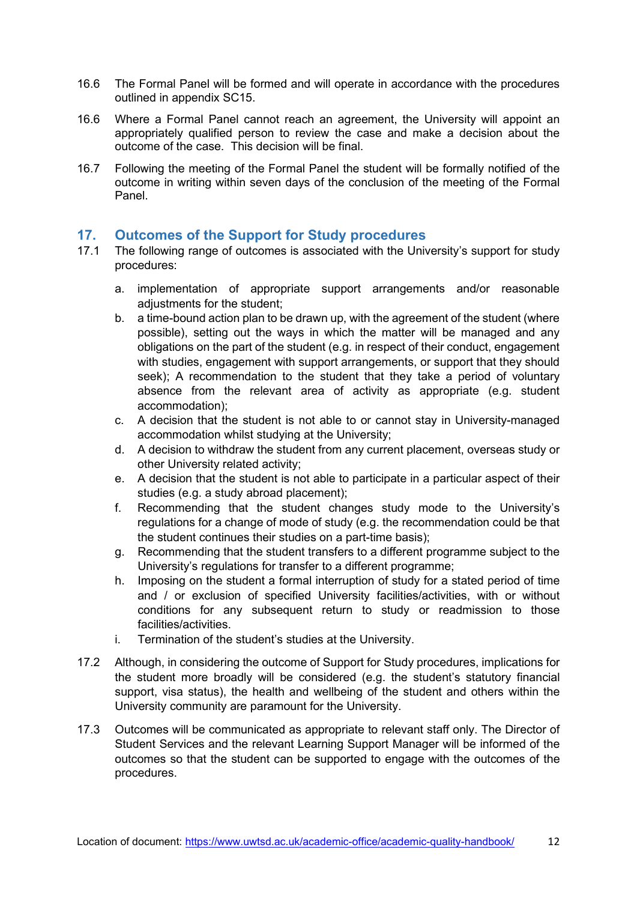16.6 The Formal Panel will be formed and will operate in accordance with the procedures outlined in appendix SC15.

16.6 Where a Formal Panel cannot reach an agreement, the University will appoint an appropriately qualified person to review the case and make a decision about the outcome of the case. This decision will be final.

16.7 Following the meeting of the Formal Panel the student will be formally notified of the outcome in writing within seven days of the conclusion of the meeting of the Formal Panel.

## 17. Outcomes of the Support for Study procedures

17.1 The following range of outcomes is associated with the University's support for study procedures:

a. implementation of appropriate support arrangements and/or reasonable adjustments for the student;
b. a time-bound action plan to be drawn up, with the agreement of the student (where possible), setting out the ways in which the matter will be managed and any obligations on the part of the student (e.g. in respect of their conduct, engagement with studies, engagement with support arrangements, or support that they should seek); A recommendation to the student that they take a period of voluntary absence from the relevant area of activity as appropriate (e.g. student accommodation);
c. A decision that the student is not able to or cannot stay in University-managed accommodation whilst studying at the University;
d. A decision to withdraw the student from any current placement, overseas study or other University related activity;
e. A decision that the student is not able to participate in a particular aspect of their studies (e.g. a study abroad placement);
f. Recommending that the student changes study mode to the University's regulations for a change of mode of study (e.g. the recommendation could be that the student continues their studies on a part-time basis);
g. Recommending that the student transfers to a different programme subject to the University's regulations for transfer to a different programme;
h. Imposing on the student a formal interruption of study for a stated period of time and / or exclusion of specified University facilities/activities, with or without conditions for any subsequent return to study or readmission to those facilities/activities.
i. Termination of the student's studies at the University.

17.2 Although, in considering the outcome of Support for Study procedures, implications for the student more broadly will be considered (e.g. the student's statutory financial support, visa status), the health and wellbeing of the student and others within the University community are paramount for the University.

17.3 Outcomes will be communicated as appropriate to relevant staff only. The Director of Student Services and the relevant Learning Support Manager will be informed of the outcomes so that the student can be supported to engage with the outcomes of the procedures.

Location of document: https://www.uwtsd.ac.uk/academic-office/academic-quality-handbook/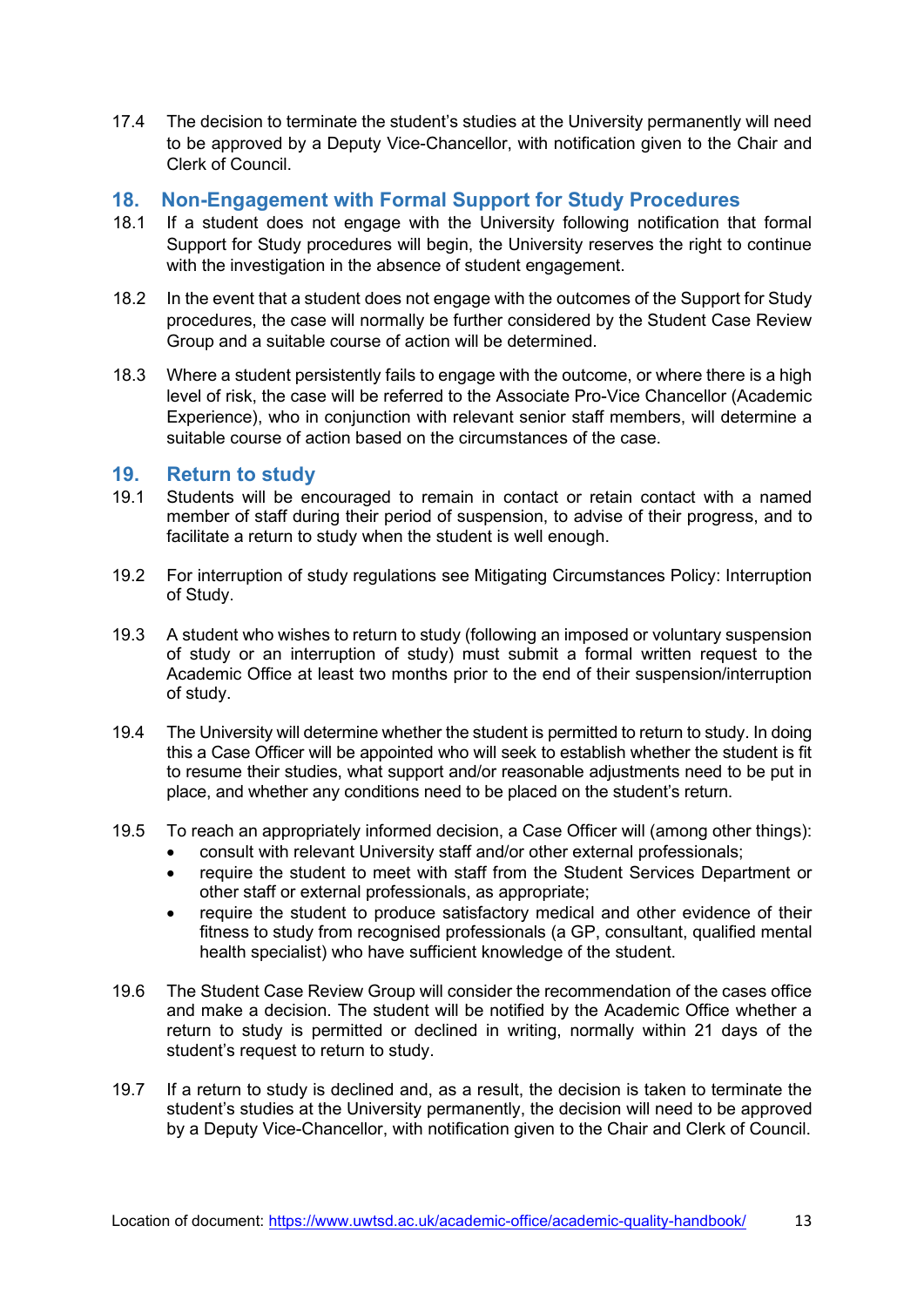17.4 The decision to terminate the student's studies at the University permanently will need to be approved by a Deputy Vice-Chancellor, with notification given to the Chair and Clerk of Council.

## 18. Non-Engagement with Formal Support for Study Procedures

18.1 If a student does not engage with the University following notification that formal Support for Study procedures will begin, the University reserves the right to continue with the investigation in the absence of student engagement.

18.2 In the event that a student does not engage with the outcomes of the Support for Study procedures, the case will normally be further considered by the Student Case Review Group and a suitable course of action will be determined.

18.3 Where a student persistently fails to engage with the outcome, or where there is a high level of risk, the case will be referred to the Associate Pro-Vice Chancellor (Academic Experience), who in conjunction with relevant senior staff members, will determine a suitable course of action based on the circumstances of the case.

## 19. Return to study

19.1 Students will be encouraged to remain in contact or retain contact with a named member of staff during their period of suspension, to advise of their progress, and to facilitate a return to study when the student is well enough.

19.2 For interruption of study regulations see Mitigating Circumstances Policy: Interruption of Study.

19.3 A student who wishes to return to study (following an imposed or voluntary suspension of study or an interruption of study) must submit a formal written request to the Academic Office at least two months prior to the end of their suspension/interruption of study.

19.4 The University will determine whether the student is permitted to return to study. In doing this a Case Officer will be appointed who will seek to establish whether the student is fit to resume their studies, what support and/or reasonable adjustments need to be put in place, and whether any conditions need to be placed on the student's return.

19.5 To reach an appropriately informed decision, a Case Officer will (among other things):

- consult with relevant University staff and/or other external professionals;
- require the student to meet with staff from the Student Services Department or other staff or external professionals, as appropriate;
- require the student to produce satisfactory medical and other evidence of their fitness to study from recognised professionals (a GP, consultant, qualified mental health specialist) who have sufficient knowledge of the student.

19.6 The Student Case Review Group will consider the recommendation of the cases office and make a decision. The student will be notified by the Academic Office whether a return to study is permitted or declined in writing, normally within 21 days of the student's request to return to study.

19.7 If a return to study is declined and, as a result, the decision is taken to terminate the student's studies at the University permanently, the decision will need to be approved by a Deputy Vice-Chancellor, with notification given to the Chair and Clerk of Council.

Location of document: https://www.uwtsd.ac.uk/academic-office/academic-quality-handbook/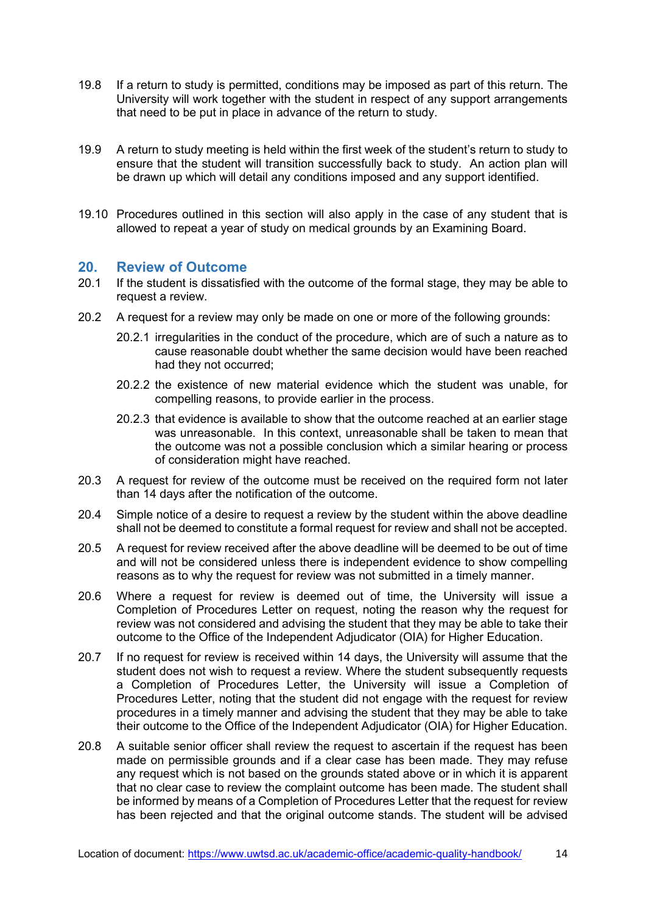19.8 If a return to study is permitted, conditions may be imposed as part of this return. The University will work together with the student in respect of any support arrangements that need to be put in place in advance of the return to study.

19.9 A return to study meeting is held within the first week of the student's return to study to ensure that the student will transition successfully back to study. An action plan will be drawn up which will detail any conditions imposed and any support identified.

19.10 Procedures outlined in this section will also apply in the case of any student that is allowed to repeat a year of study on medical grounds by an Examining Board.

## 20. Review of Outcome

20.1 If the student is dissatisfied with the outcome of the formal stage, they may be able to request a review.

20.2 A request for a review may only be made on one or more of the following grounds:

20.2.1 irregularities in the conduct of the procedure, which are of such a nature as to cause reasonable doubt whether the same decision would have been reached had they not occurred;

20.2.2 the existence of new material evidence which the student was unable, for compelling reasons, to provide earlier in the process.

20.2.3 that evidence is available to show that the outcome reached at an earlier stage was unreasonable. In this context, unreasonable shall be taken to mean that the outcome was not a possible conclusion which a similar hearing or process of consideration might have reached.

20.3 A request for review of the outcome must be received on the required form not later than 14 days after the notification of the outcome.

20.4 Simple notice of a desire to request a review by the student within the above deadline shall not be deemed to constitute a formal request for review and shall not be accepted.

20.5 A request for review received after the above deadline will be deemed to be out of time and will not be considered unless there is independent evidence to show compelling reasons as to why the request for review was not submitted in a timely manner.

20.6 Where a request for review is deemed out of time, the University will issue a Completion of Procedures Letter on request, noting the reason why the request for review was not considered and advising the student that they may be able to take their outcome to the Office of the Independent Adjudicator (OIA) for Higher Education.

20.7 If no request for review is received within 14 days, the University will assume that the student does not wish to request a review. Where the student subsequently requests a Completion of Procedures Letter, the University will issue a Completion of Procedures Letter, noting that the student did not engage with the request for review procedures in a timely manner and advising the student that they may be able to take their outcome to the Office of the Independent Adjudicator (OIA) for Higher Education.

20.8 A suitable senior officer shall review the request to ascertain if the request has been made on permissible grounds and if a clear case has been made. They may refuse any request which is not based on the grounds stated above or in which it is apparent that no clear case to review the complaint outcome has been made. The student shall be informed by means of a Completion of Procedures Letter that the request for review has been rejected and that the original outcome stands. The student will be advised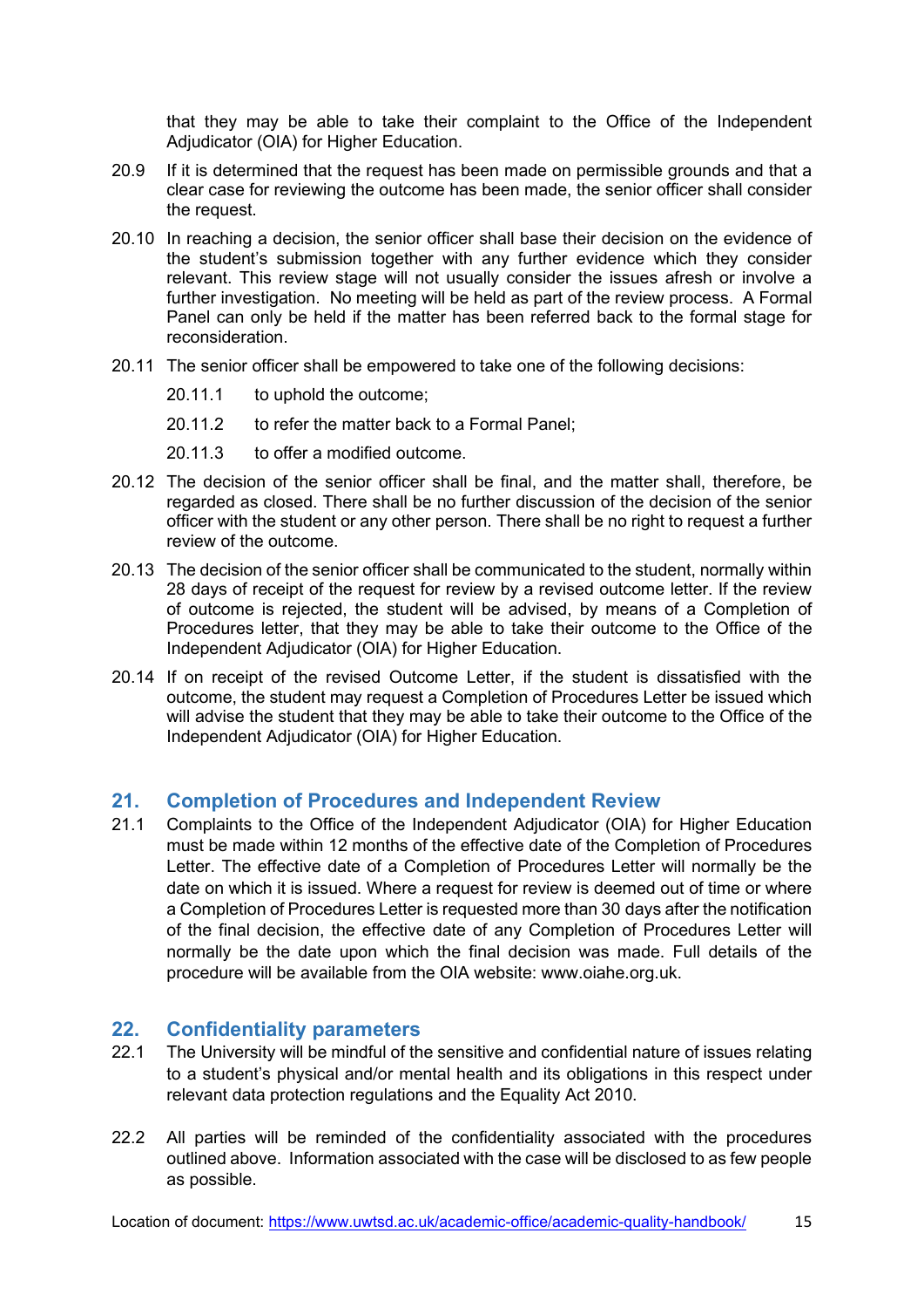that they may be able to take their complaint to the Office of the Independent Adjudicator (OIA) for Higher Education.

20.9 If it is determined that the request has been made on permissible grounds and that a clear case for reviewing the outcome has been made, the senior officer shall consider the request.

20.10 In reaching a decision, the senior officer shall base their decision on the evidence of the student's submission together with any further evidence which they consider relevant. This review stage will not usually consider the issues afresh or involve a further investigation. No meeting will be held as part of the review process. A Formal Panel can only be held if the matter has been referred back to the formal stage for reconsideration.

20.11 The senior officer shall be empowered to take one of the following decisions:

20.11.1 to uphold the outcome;

20.11.2 to refer the matter back to a Formal Panel;

20.11.3 to offer a modified outcome.

20.12 The decision of the senior officer shall be final, and the matter shall, therefore, be regarded as closed. There shall be no further discussion of the decision of the senior officer with the student or any other person. There shall be no right to request a further review of the outcome.

20.13 The decision of the senior officer shall be communicated to the student, normally within 28 days of receipt of the request for review by a revised outcome letter. If the review of outcome is rejected, the student will be advised, by means of a Completion of Procedures letter, that they may be able to take their outcome to the Office of the Independent Adjudicator (OIA) for Higher Education.

20.14 If on receipt of the revised Outcome Letter, if the student is dissatisfied with the outcome, the student may request a Completion of Procedures Letter be issued which will advise the student that they may be able to take their outcome to the Office of the Independent Adjudicator (OIA) for Higher Education.

## 21. Completion of Procedures and Independent Review

21.1 Complaints to the Office of the Independent Adjudicator (OIA) for Higher Education must be made within 12 months of the effective date of the Completion of Procedures Letter. The effective date of a Completion of Procedures Letter will normally be the date on which it is issued. Where a request for review is deemed out of time or where a Completion of Procedures Letter is requested more than 30 days after the notification of the final decision, the effective date of any Completion of Procedures Letter will normally be the date upon which the final decision was made. Full details of the procedure will be available from the OIA website: www.oiahe.org.uk.

## 22. Confidentiality parameters

22.1 The University will be mindful of the sensitive and confidential nature of issues relating to a student's physical and/or mental health and its obligations in this respect under relevant data protection regulations and the Equality Act 2010.

22.2 All parties will be reminded of the confidentiality associated with the procedures outlined above. Information associated with the case will be disclosed to as few people as possible.

Location of document: https://www.uwtsd.ac.uk/academic-office/academic-quality-handbook/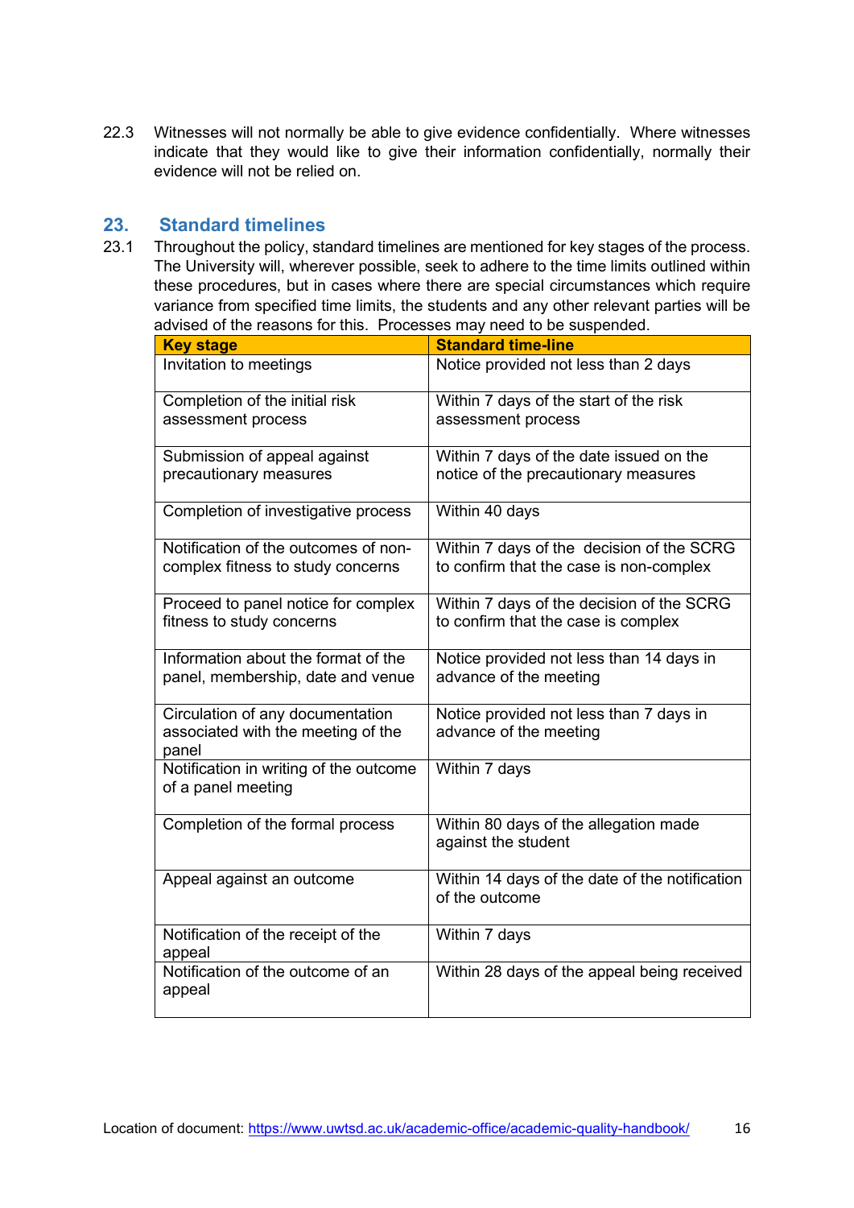22.3 Witnesses will not normally be able to give evidence confidentially. Where witnesses indicate that they would like to give their information confidentially, normally their evidence will not be relied on.

## 23. Standard timelines

23.1 Throughout the policy, standard timelines are mentioned for key stages of the process. The University will, wherever possible, seek to adhere to the time limits outlined within these procedures, but in cases where there are special circumstances which require variance from specified time limits, the students and any other relevant parties will be advised of the reasons for this. Processes may need to be suspended.

| Key stage | Standard time-line |
| --- | --- |
| Invitation to meetings | Notice provided not less than 2 days |
| Completion of the initial risk assessment process | Within 7 days of the start of the risk assessment process |
| Submission of appeal against precautionary measures | Within 7 days of the date issued on the notice of the precautionary measures |
| Completion of investigative process | Within 40 days |
| Notification of the outcomes of non-complex fitness to study concerns | Within 7 days of the decision of the SCRG to confirm that the case is non-complex |
| Proceed to panel notice for complex fitness to study concerns | Within 7 days of the decision of the SCRG to confirm that the case is complex |
| Information about the format of the panel, membership, date and venue | Notice provided not less than 14 days in advance of the meeting |
| Circulation of any documentation associated with the meeting of the panel | Notice provided not less than 7 days in advance of the meeting |
| Notification in writing of the outcome of a panel meeting | Within 7 days |
| Completion of the formal process | Within 80 days of the allegation made against the student |
| Appeal against an outcome | Within 14 days of the date of the notification of the outcome |
| Notification of the receipt of the appeal | Within 7 days |
| Notification of the outcome of an appeal | Within 28 days of the appeal being received |

Location of document: https://www.uwtsd.ac.uk/academic-office/academic-quality-handbook/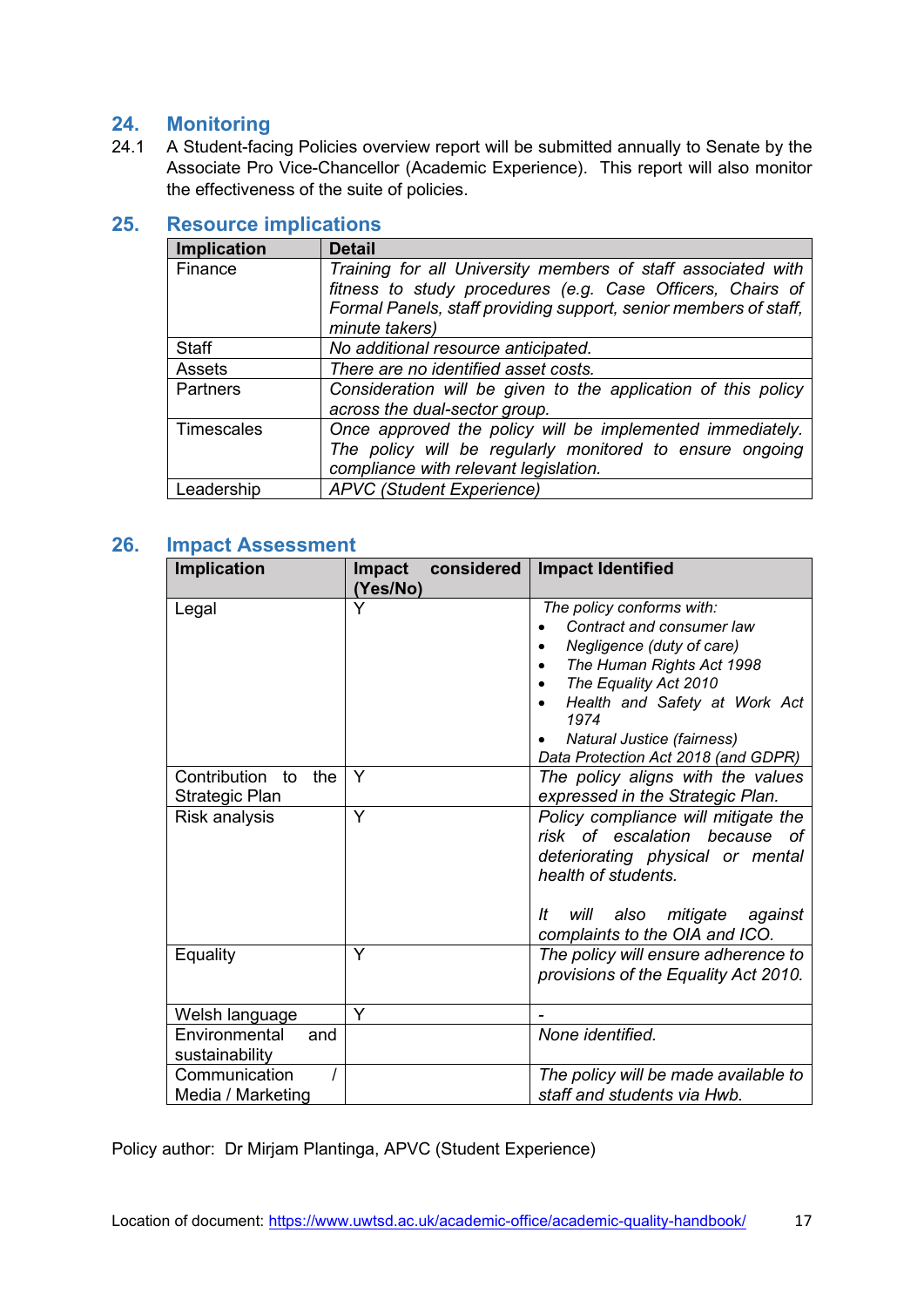## 24. Monitoring

24.1 A Student-facing Policies overview report will be submitted annually to Senate by the Associate Pro Vice-Chancellor (Academic Experience). This report will also monitor the effectiveness of the suite of policies.

## 25. Resource implications

| Implication | Detail |
|---|---|
| Finance | *Training for all University members of staff associated with fitness to study procedures (e.g. Case Officers, Chairs of Formal Panels, staff providing support, senior members of staff, minute takers)* |
| Staff | *No additional resource anticipated.* |
| Assets | *There are no identified asset costs.* |
| Partners | *Consideration will be given to the application of this policy across the dual-sector group.* |
| Timescales | *Once approved the policy will be implemented immediately. The policy will be regularly monitored to ensure ongoing compliance with relevant legislation.* |
| Leadership | *APVC (Student Experience)* |

## 26. Impact Assessment

| Implication | Impact considered (Yes/No) | Impact Identified |
|---|---|---|
| Legal | Y | *The policy conforms with:*<br>• *Contract and consumer law*<br>• *Negligence (duty of care)*<br>• *The Human Rights Act 1998*<br>• *The Equality Act 2010*<br>• *Health and Safety at Work Act 1974*<br>• *Natural Justice (fairness)*<br>*Data Protection Act 2018 (and GDPR)* |
| Contribution to the Strategic Plan | Y | *The policy aligns with the values expressed in the Strategic Plan.* |
| Risk analysis | Y | *Policy compliance will mitigate the risk of escalation because of deteriorating physical or mental health of students.*<br><br>*It will also mitigate against complaints to the OIA and ICO.* |
| Equality | Y | *The policy will ensure adherence to provisions of the Equality Act 2010.* |
| Welsh language | Y | - |
| Environmental and sustainability | | *None identified.* |
| Communication / Media / Marketing | | *The policy will be made available to staff and students via Hwb.* |

Policy author: Dr Mirjam Plantinga, APVC (Student Experience)

Location of document: https://www.uwtsd.ac.uk/academic-office/academic-quality-handbook/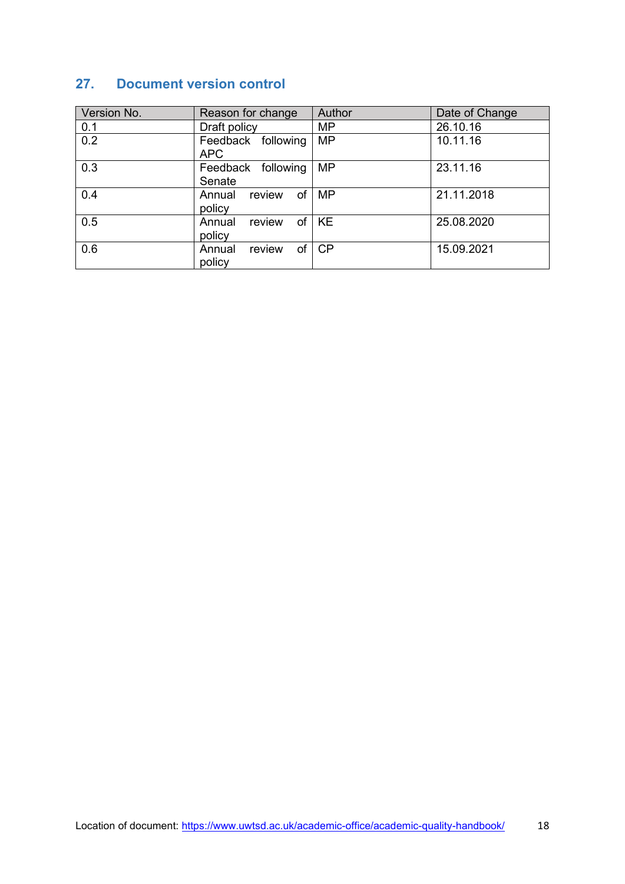## 27. Document version control

| Version No. | Reason for change | Author | Date of Change |
| --- | --- | --- | --- |
| 0.1 | Draft policy | MP | 26.10.16 |
| 0.2 | Feedback following APC | MP | 10.11.16 |
| 0.3 | Feedback following Senate | MP | 23.11.16 |
| 0.4 | Annual review of policy | MP | 21.11.2018 |
| 0.5 | Annual review of policy | KE | 25.08.2020 |
| 0.6 | Annual review of policy | CP | 15.09.2021 |

Location of document: https://www.uwtsd.ac.uk/academic-office/academic-quality-handbook/